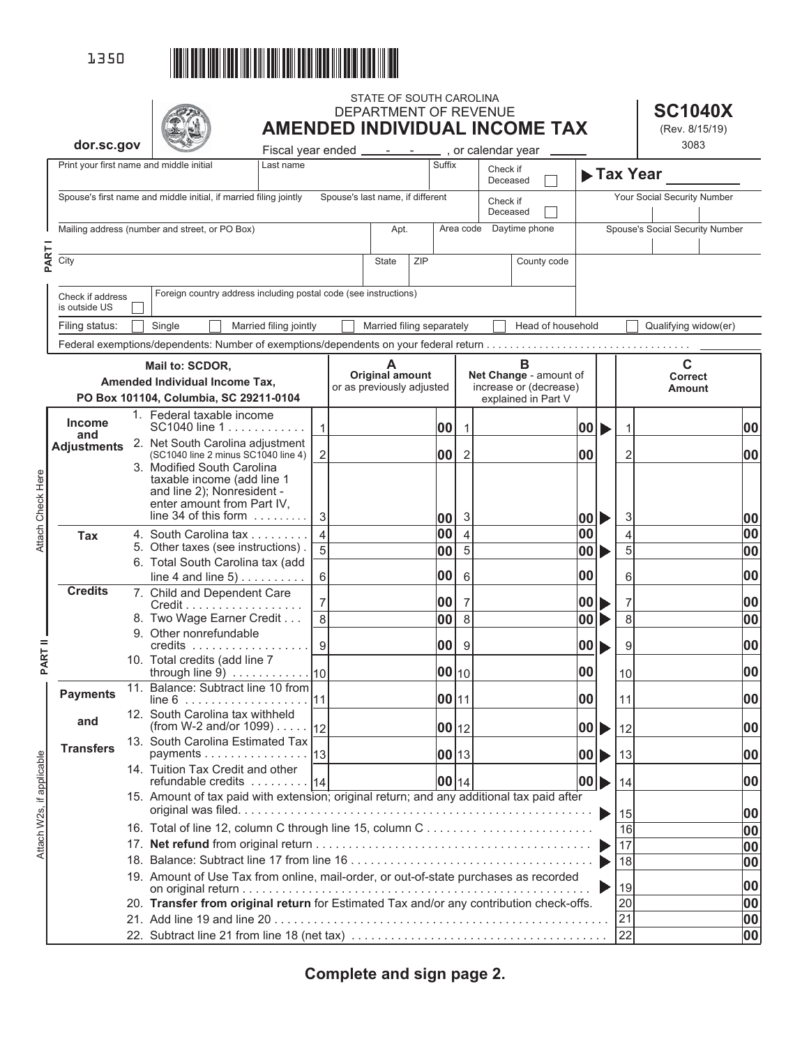1350

STATE OF SOUTH CAROLINA
DEPARTMENT OF REVENUE

# AMENDED INDIVIDUAL INCOME TAX

**SC1040X**
(Rev. 8/15/19)
3083

dor.sc.gov

Fiscal year ended ____-____-____ , or calendar year ______

**Tax Year** ________

## PART I

| Print your first name and middle initial | Last name | Suffix | Check if Deceased ☐ | Your Social Security Number |
|---|---|---|---|---|
| Spouse's first name and middle initial, if married filing jointly | Spouse's last name, if different | | Check if Deceased ☐ | Spouse's Social Security Number |
| Mailing address (number and street, or PO Box) | Apt. | Area code | Daytime phone | |
| City | State | ZIP | County code | |
| Check if address is outside US ☐ | Foreign country address including postal code (see instructions) | | | |

Filing status: ☐ Single ☐ Married filing jointly ☐ Married filing separately ☐ Head of household ☐ Qualifying widow(er)

Federal exemptions/dependents: Number of exemptions/dependents on your federal return . . . . . . . . . . . . . . . . . . . . . . ______

## PART II

Attach Check Here

Attach W2s, if applicable

| Mail to: SCDOR, Amended Individual Income Tax, PO Box 101104, Columbia, SC 29211-0104 | | A Original amount or as previously adjusted | | B Net Change - amount of increase or (decrease) explained in Part V | | C Correct Amount |
|---|---|---|---|---|---|---|
| **Income and Adjustments** | 1. Federal taxable income SC1040 line 1 | 1 .00 | 1 | .00 ▶ | 1 | .00 |
| | 2. Net South Carolina adjustment (SC1040 line 2 minus SC1040 line 4) | 2 .00 | 2 | .00 | 2 | .00 |
| | 3. Modified South Carolina taxable income (add line 1 and line 2); Nonresident - enter amount from Part IV, line 34 of this form | 3 .00 | 3 | .00 ▶ | 3 | .00 |
| **Tax** | 4. South Carolina tax | 4 .00 | 4 | .00 | 4 | .00 |
| | 5. Other taxes (see instructions) | 5 .00 | 5 | .00 ▶ | 5 | .00 |
| | 6. Total South Carolina tax (add line 4 and line 5) | 6 .00 | 6 | .00 | 6 | .00 |
| **Credits** | 7. Child and Dependent Care Credit | 7 .00 | 7 | .00 ▶ | 7 | .00 |
| | 8. Two Wage Earner Credit | 8 .00 | 8 | .00 ▶ | 8 | .00 |
| | 9. Other nonrefundable credits | 9 .00 | 9 | .00 ▶ | 9 | .00 |
| | 10. Total credits (add line 7 through line 9) | 10 .00 | 10 | .00 | 10 | .00 |
| **Payments and Transfers** | 11. Balance: Subtract line 10 from line 6 | 11 .00 | 11 | .00 | 11 | .00 |
| | 12. South Carolina tax withheld (from W-2 and/or 1099) | 12 .00 | 12 | .00 ▶ | 12 | .00 |
| | 13. South Carolina Estimated Tax payments | 13 .00 | 13 | .00 ▶ | 13 | .00 |
| | 14. Tuition Tax Credit and other refundable credits | 14 .00 | 14 | .00 ▶ | 14 | .00 |

| Line | Description | | Amount |
|---|---|---|---|
| 15. | Amount of tax paid with extension; original return; and any additional tax paid after original was filed. ▶ | 15 | .00 |
| 16. | Total of line 12, column C through line 15, column C | 16 | .00 |
| 17. | **Net refund** from original return ▶ | 17 | .00 |
| 18. | Balance: Subtract line 17 from line 16 ▶ | 18 | .00 |
| 19. | Amount of Use Tax from online, mail-order, or out-of-state purchases as recorded on original return ▶ | 19 | .00 |
| 20. | **Transfer from original return** for Estimated Tax and/or any contribution check-offs. | 20 | .00 |
| 21. | Add line 19 and line 20 | 21 | .00 |
| 22. | Subtract line 21 from line 18 (net tax) | 22 | .00 |

**Complete and sign page 2.**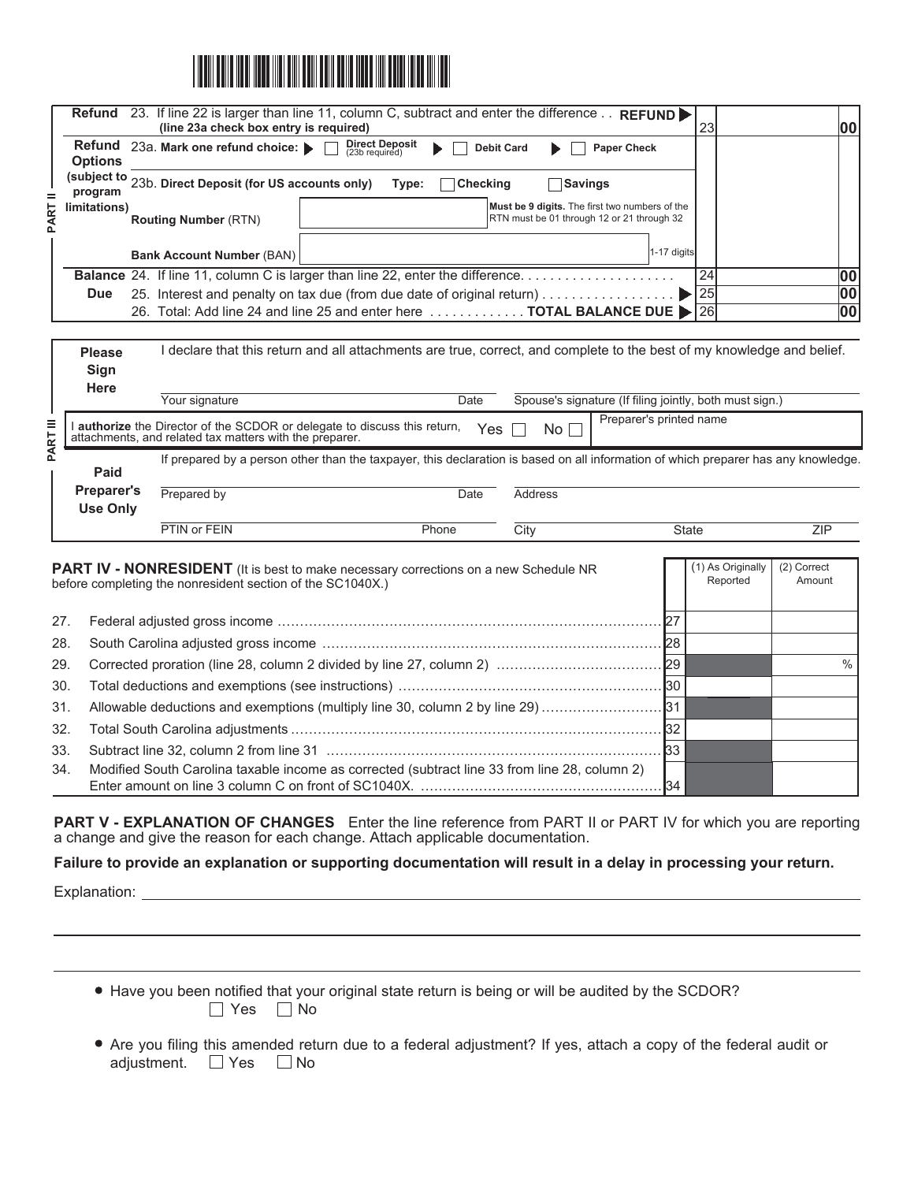## PART II

| | | Line | Amount |
|---|---|---|---|
| **Refund** | 23. If line 22 is larger than line 11, column C, subtract and enter the difference . . **REFUND** ▶ **(line 23a check box entry is required)** | 23 | 00 |
| **Refund Options (subject to program limitations)** | 23a. **Mark one refund choice:** ▶ ☐ **Direct Deposit** (23b required) ▶ ☐ **Debit Card** ▶ ☐ **Paper Check** | | |
| | 23b. **Direct Deposit (for US accounts only)** Type: ☐ **Checking** ☐ **Savings** | | |
| | **Routing Number** (RTN) ____ **Must be 9 digits.** The first two numbers of the RTN must be 01 through 12 or 21 through 32 | | |
| | **Bank Account Number** (BAN) ____ 1-17 digits | | |
| **Balance Due** | 24. If line 11, column C is larger than line 22, enter the difference. . . . . . . . . . . . . . . . . . . . | 24 | 00 |
| | 25. Interest and penalty on tax due (from due date of original return) . . . . . . . . . . . . . . . . . . ▶ | 25 | 00 |
| | 26. Total: Add line 24 and line 25 and enter here . . . . . . . . . . . . **TOTAL BALANCE DUE** ▶ | 26 | 00 |

## PART III

**Please Sign Here**

I declare that this return and all attachments are true, correct, and complete to the best of my knowledge and belief.

Your signature ____ Date ____ Spouse's signature (If filing jointly, both must sign.) ____

I **authorize** the Director of the SCDOR or delegate to discuss this return, attachments, and related tax matters with the preparer. Yes ☐ No ☐ Preparer's printed name ____

**Paid Preparer's Use Only**

If prepared by a person other than the taxpayer, this declaration is based on all information of which preparer has any knowledge.

Prepared by ____ Date ____ Address ____

PTIN or FEIN ____ Phone ____ City ____ State ____ ZIP ____

## PART IV - NONRESIDENT

(It is best to make necessary corrections on a new Schedule NR before completing the nonresident section of the SC1040X.)

| | | | (1) As Originally Reported | (2) Correct Amount |
|---|---|---|---|---|
| 27. | Federal adjusted gross income | 27 | | |
| 28. | South Carolina adjusted gross income | 28 | | |
| 29. | Corrected proration (line 28, column 2 divided by line 27, column 2) | 29 | | % |
| 30. | Total deductions and exemptions (see instructions) | 30 | | |
| 31. | Allowable deductions and exemptions (multiply line 30, column 2 by line 29) | 31 | | |
| 32. | Total South Carolina adjustments | 32 | | |
| 33. | Subtract line 32, column 2 from line 31 | 33 | | |
| 34. | Modified South Carolina taxable income as corrected (subtract line 33 from line 28, column 2) Enter amount on line 3 column C on front of SC1040X. | 34 | | |

## PART V - EXPLANATION OF CHANGES

Enter the line reference from PART II or PART IV for which you are reporting a change and give the reason for each change. Attach applicable documentation.

**Failure to provide an explanation or supporting documentation will result in a delay in processing your return.**

Explanation: ____

- Have you been notified that your original state return is being or will be audited by the SCDOR?
  ☐ Yes ☐ No
- Are you filing this amended return due to a federal adjustment? If yes, attach a copy of the federal audit or adjustment. ☐ Yes ☐ No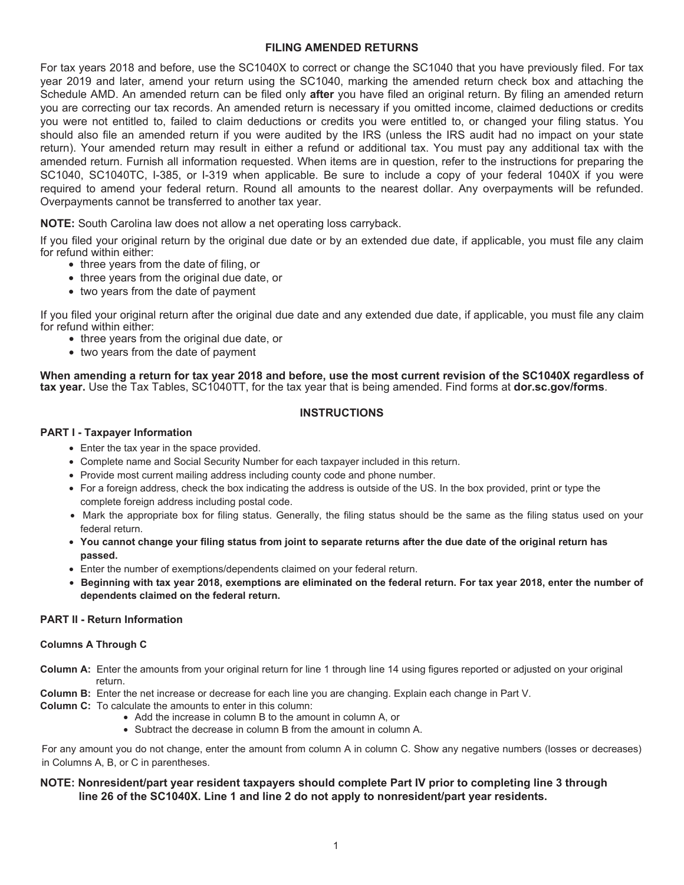## FILING AMENDED RETURNS

For tax years 2018 and before, use the SC1040X to correct or change the SC1040 that you have previously filed. For tax year 2019 and later, amend your return using the SC1040, marking the amended return check box and attaching the Schedule AMD. An amended return can be filed only **after** you have filed an original return. By filing an amended return you are correcting our tax records. An amended return is necessary if you omitted income, claimed deductions or credits you were not entitled to, failed to claim deductions or credits you were entitled to, or changed your filing status. You should also file an amended return if you were audited by the IRS (unless the IRS audit had no impact on your state return). Your amended return may result in either a refund or additional tax. You must pay any additional tax with the amended return. Furnish all information requested. When items are in question, refer to the instructions for preparing the SC1040, SC1040TC, I-385, or I-319 when applicable. Be sure to include a copy of your federal 1040X if you were required to amend your federal return. Round all amounts to the nearest dollar. Any overpayments will be refunded. Overpayments cannot be transferred to another tax year.

**NOTE:** South Carolina law does not allow a net operating loss carryback.

If you filed your original return by the original due date or by an extended due date, if applicable, you must file any claim for refund within either:

- three years from the date of filing, or
- three years from the original due date, or
- two years from the date of payment

If you filed your original return after the original due date and any extended due date, if applicable, you must file any claim for refund within either:

- three years from the original due date, or
- two years from the date of payment

**When amending a return for tax year 2018 and before, use the most current revision of the SC1040X regardless of tax year.** Use the Tax Tables, SC1040TT, for the tax year that is being amended. Find forms at **dor.sc.gov/forms**.

## INSTRUCTIONS

### PART I - Taxpayer Information

- Enter the tax year in the space provided.
- Complete name and Social Security Number for each taxpayer included in this return.
- Provide most current mailing address including county code and phone number.
- For a foreign address, check the box indicating the address is outside of the US. In the box provided, print or type the complete foreign address including postal code.
- Mark the appropriate box for filing status. Generally, the filing status should be the same as the filing status used on your federal return.
- **You cannot change your filing status from joint to separate returns after the due date of the original return has passed.**
- Enter the number of exemptions/dependents claimed on your federal return.
- **Beginning with tax year 2018, exemptions are eliminated on the federal return. For tax year 2018, enter the number of dependents claimed on the federal return.**

### PART II - Return Information

#### Columns A Through C

**Column A:** Enter the amounts from your original return for line 1 through line 14 using figures reported or adjusted on your original return.

**Column B:** Enter the net increase or decrease for each line you are changing. Explain each change in Part V.

**Column C:** To calculate the amounts to enter in this column:

- Add the increase in column B to the amount in column A, or
- Subtract the decrease in column B from the amount in column A.

For any amount you do not change, enter the amount from column A in column C. Show any negative numbers (losses or decreases) in Columns A, B, or C in parentheses.

**NOTE: Nonresident/part year resident taxpayers should complete Part IV prior to completing line 3 through line 26 of the SC1040X. Line 1 and line 2 do not apply to nonresident/part year residents.**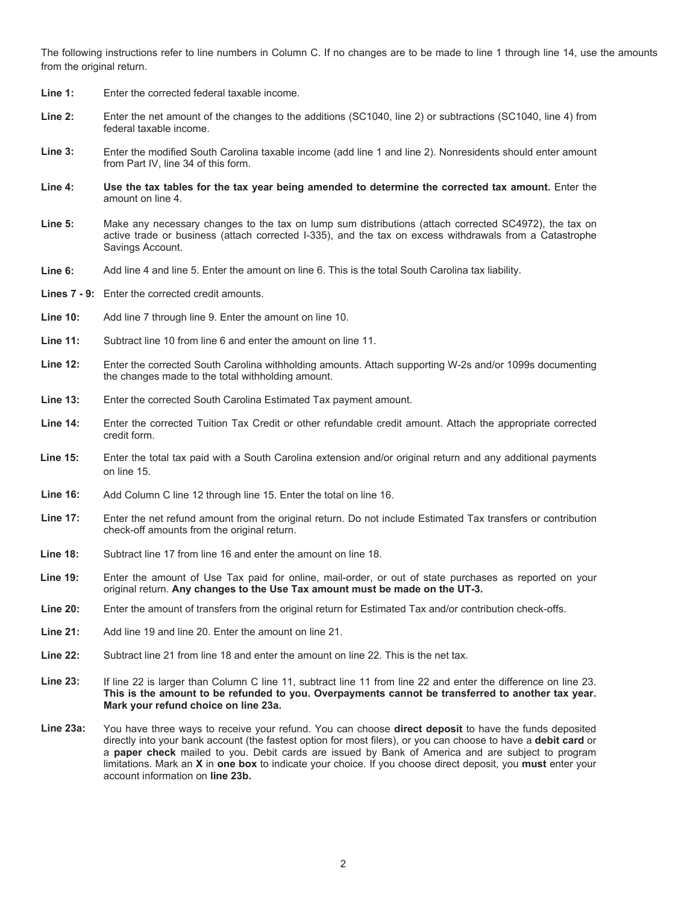The following instructions refer to line numbers in Column C. If no changes are to be made to line 1 through line 14, use the amounts from the original return.

**Line 1:** Enter the corrected federal taxable income.

**Line 2:** Enter the net amount of the changes to the additions (SC1040, line 2) or subtractions (SC1040, line 4) from federal taxable income.

**Line 3:** Enter the modified South Carolina taxable income (add line 1 and line 2). Nonresidents should enter amount from Part IV, line 34 of this form.

**Line 4:** **Use the tax tables for the tax year being amended to determine the corrected tax amount.** Enter the amount on line 4.

**Line 5:** Make any necessary changes to the tax on lump sum distributions (attach corrected SC4972), the tax on active trade or business (attach corrected I-335), and the tax on excess withdrawals from a Catastrophe Savings Account.

**Line 6:** Add line 4 and line 5. Enter the amount on line 6. This is the total South Carolina tax liability.

**Lines 7 - 9:** Enter the corrected credit amounts.

**Line 10:** Add line 7 through line 9. Enter the amount on line 10.

**Line 11:** Subtract line 10 from line 6 and enter the amount on line 11.

**Line 12:** Enter the corrected South Carolina withholding amounts. Attach supporting W-2s and/or 1099s documenting the changes made to the total withholding amount.

**Line 13:** Enter the corrected South Carolina Estimated Tax payment amount.

**Line 14:** Enter the corrected Tuition Tax Credit or other refundable credit amount. Attach the appropriate corrected credit form.

**Line 15:** Enter the total tax paid with a South Carolina extension and/or original return and any additional payments on line 15.

**Line 16:** Add Column C line 12 through line 15. Enter the total on line 16.

**Line 17:** Enter the net refund amount from the original return. Do not include Estimated Tax transfers or contribution check-off amounts from the original return.

**Line 18:** Subtract line 17 from line 16 and enter the amount on line 18.

**Line 19:** Enter the amount of Use Tax paid for online, mail-order, or out of state purchases as reported on your original return. **Any changes to the Use Tax amount must be made on the UT-3.**

**Line 20:** Enter the amount of transfers from the original return for Estimated Tax and/or contribution check-offs.

**Line 21:** Add line 19 and line 20. Enter the amount on line 21.

**Line 22:** Subtract line 21 from line 18 and enter the amount on line 22. This is the net tax.

**Line 23:** If line 22 is larger than Column C line 11, subtract line 11 from line 22 and enter the difference on line 23. **This is the amount to be refunded to you. Overpayments cannot be transferred to another tax year. Mark your refund choice on line 23a.**

**Line 23a:** You have three ways to receive your refund. You can choose **direct deposit** to have the funds deposited directly into your bank account (the fastest option for most filers), or you can choose to have a **debit card** or a **paper check** mailed to you. Debit cards are issued by Bank of America and are subject to program limitations. Mark an **X** in **one box** to indicate your choice. If you choose direct deposit, you **must** enter your account information on **line 23b.**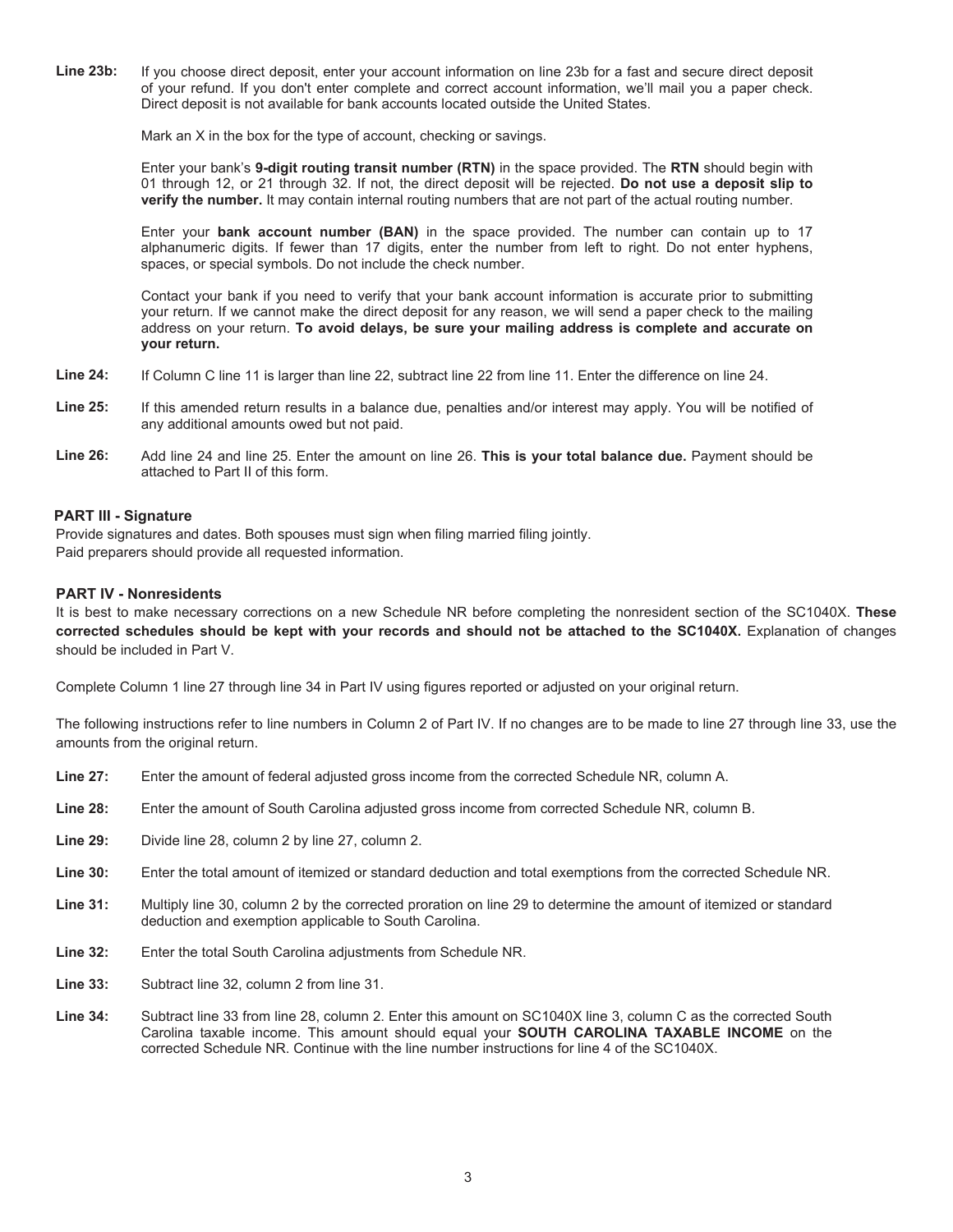**Line 23b:** If you choose direct deposit, enter your account information on line 23b for a fast and secure direct deposit of your refund. If you don't enter complete and correct account information, we'll mail you a paper check. Direct deposit is not available for bank accounts located outside the United States.

Mark an X in the box for the type of account, checking or savings.

Enter your bank's **9-digit routing transit number (RTN)** in the space provided. The **RTN** should begin with 01 through 12, or 21 through 32. If not, the direct deposit will be rejected. **Do not use a deposit slip to verify the number.** It may contain internal routing numbers that are not part of the actual routing number.

Enter your **bank account number (BAN)** in the space provided. The number can contain up to 17 alphanumeric digits. If fewer than 17 digits, enter the number from left to right. Do not enter hyphens, spaces, or special symbols. Do not include the check number.

Contact your bank if you need to verify that your bank account information is accurate prior to submitting your return. If we cannot make the direct deposit for any reason, we will send a paper check to the mailing address on your return. **To avoid delays, be sure your mailing address is complete and accurate on your return.**

**Line 24:** If Column C line 11 is larger than line 22, subtract line 22 from line 11. Enter the difference on line 24.

**Line 25:** If this amended return results in a balance due, penalties and/or interest may apply. You will be notified of any additional amounts owed but not paid.

**Line 26:** Add line 24 and line 25. Enter the amount on line 26. **This is your total balance due.** Payment should be attached to Part II of this form.

## PART III - Signature

Provide signatures and dates. Both spouses must sign when filing married filing jointly.
Paid preparers should provide all requested information.

## PART IV - Nonresidents

It is best to make necessary corrections on a new Schedule NR before completing the nonresident section of the SC1040X. **These corrected schedules should be kept with your records and should not be attached to the SC1040X.** Explanation of changes should be included in Part V.

Complete Column 1 line 27 through line 34 in Part IV using figures reported or adjusted on your original return.

The following instructions refer to line numbers in Column 2 of Part IV. If no changes are to be made to line 27 through line 33, use the amounts from the original return.

**Line 27:** Enter the amount of federal adjusted gross income from the corrected Schedule NR, column A.

**Line 28:** Enter the amount of South Carolina adjusted gross income from corrected Schedule NR, column B.

**Line 29:** Divide line 28, column 2 by line 27, column 2.

**Line 30:** Enter the total amount of itemized or standard deduction and total exemptions from the corrected Schedule NR.

**Line 31:** Multiply line 30, column 2 by the corrected proration on line 29 to determine the amount of itemized or standard deduction and exemption applicable to South Carolina.

**Line 32:** Enter the total South Carolina adjustments from Schedule NR.

**Line 33:** Subtract line 32, column 2 from line 31.

**Line 34:** Subtract line 33 from line 28, column 2. Enter this amount on SC1040X line 3, column C as the corrected South Carolina taxable income. This amount should equal your **SOUTH CAROLINA TAXABLE INCOME** on the corrected Schedule NR. Continue with the line number instructions for line 4 of the SC1040X.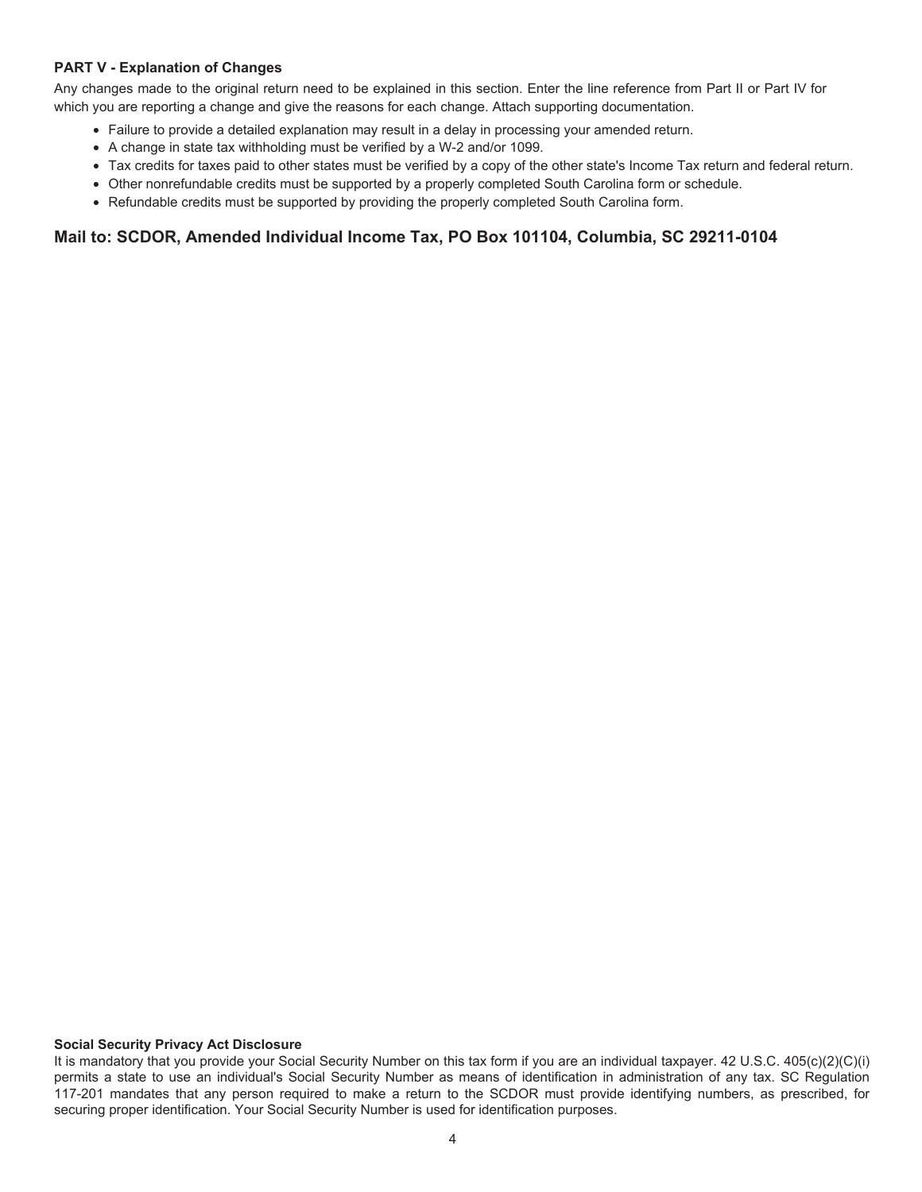### PART V - Explanation of Changes

Any changes made to the original return need to be explained in this section. Enter the line reference from Part II or Part IV for which you are reporting a change and give the reasons for each change. Attach supporting documentation.

- Failure to provide a detailed explanation may result in a delay in processing your amended return.
- A change in state tax withholding must be verified by a W-2 and/or 1099.
- Tax credits for taxes paid to other states must be verified by a copy of the other state's Income Tax return and federal return.
- Other nonrefundable credits must be supported by a properly completed South Carolina form or schedule.
- Refundable credits must be supported by providing the properly completed South Carolina form.

## Mail to: SCDOR, Amended Individual Income Tax, PO Box 101104, Columbia, SC 29211-0104

**Social Security Privacy Act Disclosure**

It is mandatory that you provide your Social Security Number on this tax form if you are an individual taxpayer. 42 U.S.C. 405(c)(2)(C)(i) permits a state to use an individual's Social Security Number as means of identification in administration of any tax. SC Regulation 117-201 mandates that any person required to make a return to the SCDOR must provide identifying numbers, as prescribed, for securing proper identification. Your Social Security Number is used for identification purposes.